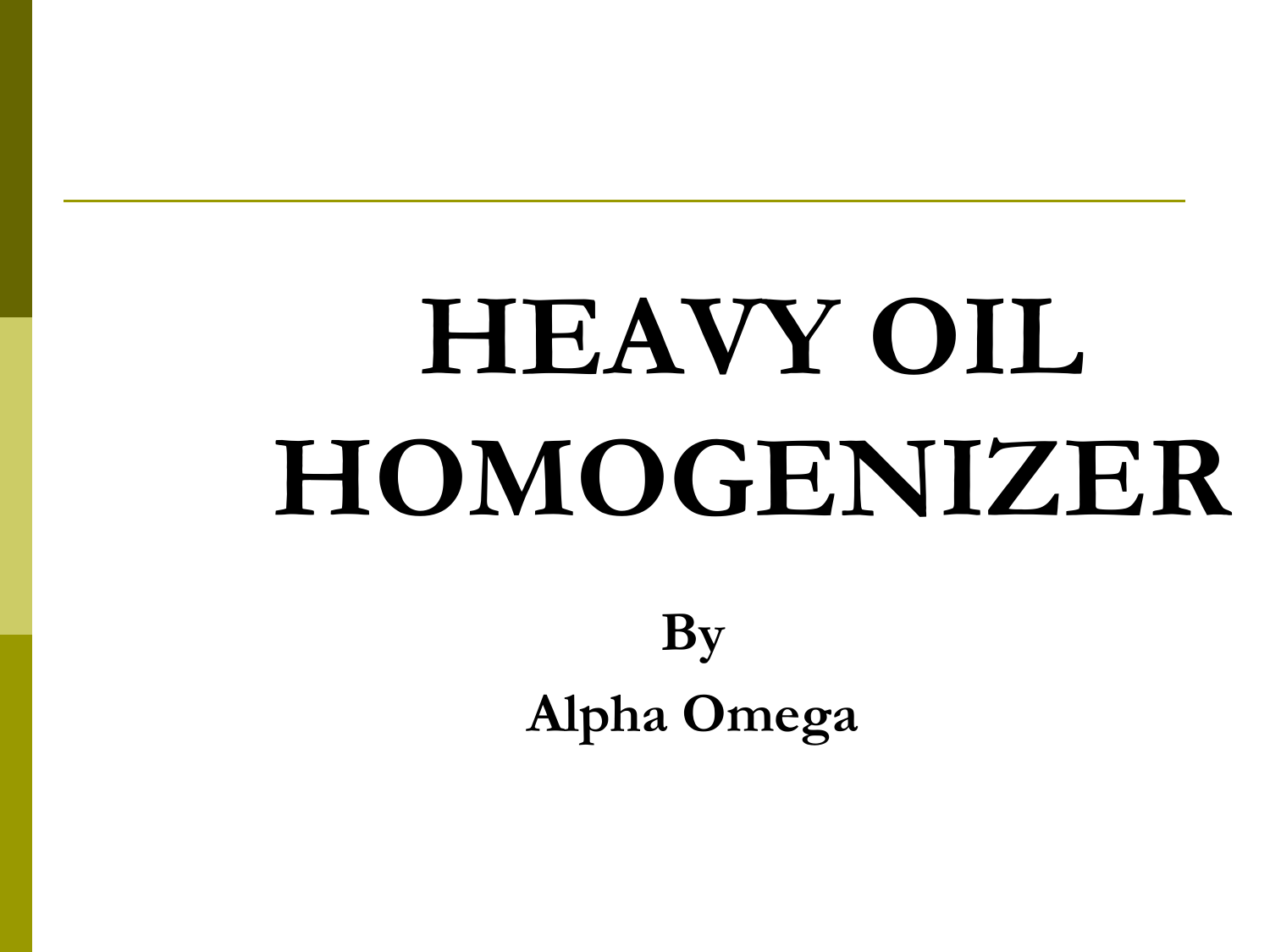# HEAVY OIL HOMOGENIZER

**By**

**Alpha Omega**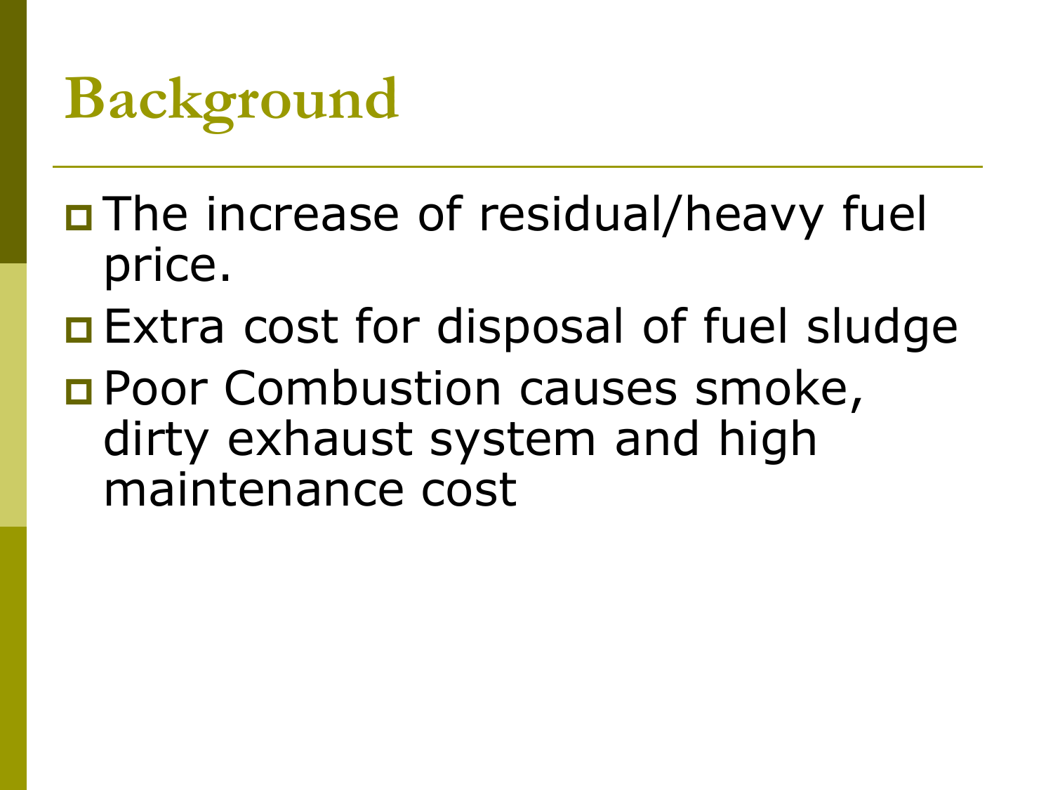# Background

- The increase of residual/heavy fuel price.
- Extra cost for disposal of fuel sludge
- Poor Combustion causes smoke, dirty exhaust system and high maintenance cost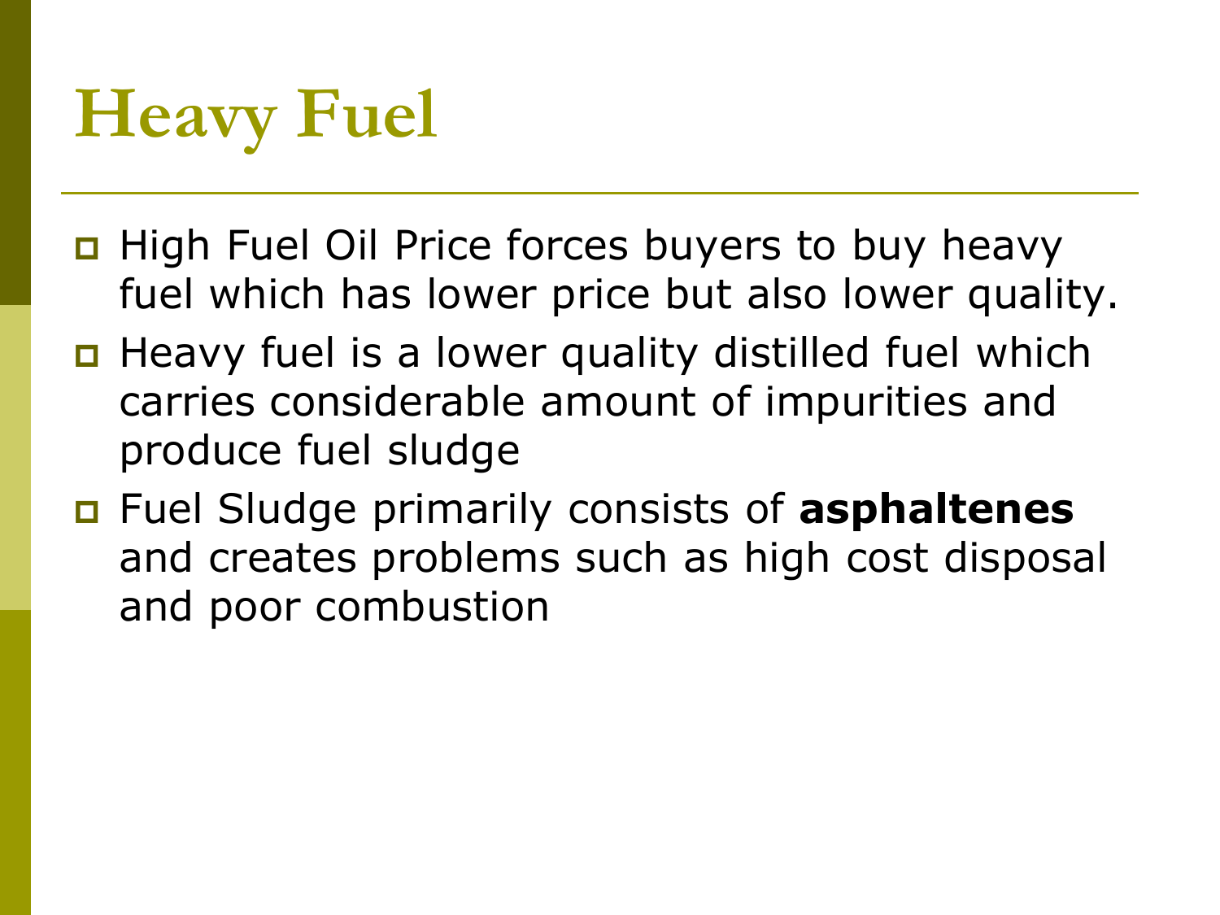# Heavy Fuel

- High Fuel Oil Price forces buyers to buy heavy fuel which has lower price but also lower quality.
- Heavy fuel is a lower quality distilled fuel which carries considerable amount of impurities and produce fuel sludge
- Fuel Sludge primarily consists of **asphaltenes** and creates problems such as high cost disposal and poor combustion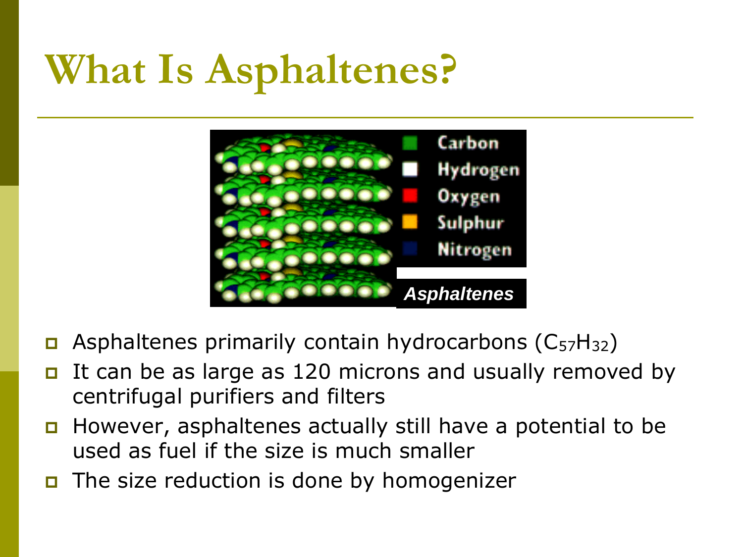# What Is Asphaltenes?

- Asphaltenes primarily contain hydrocarbons ($C_{57}H_{32}$)
- It can be as large as 120 microns and usually removed by centrifugal purifiers and filters
- However, asphaltenes actually still have a potential to be used as fuel if the size is much smaller
- The size reduction is done by homogenizer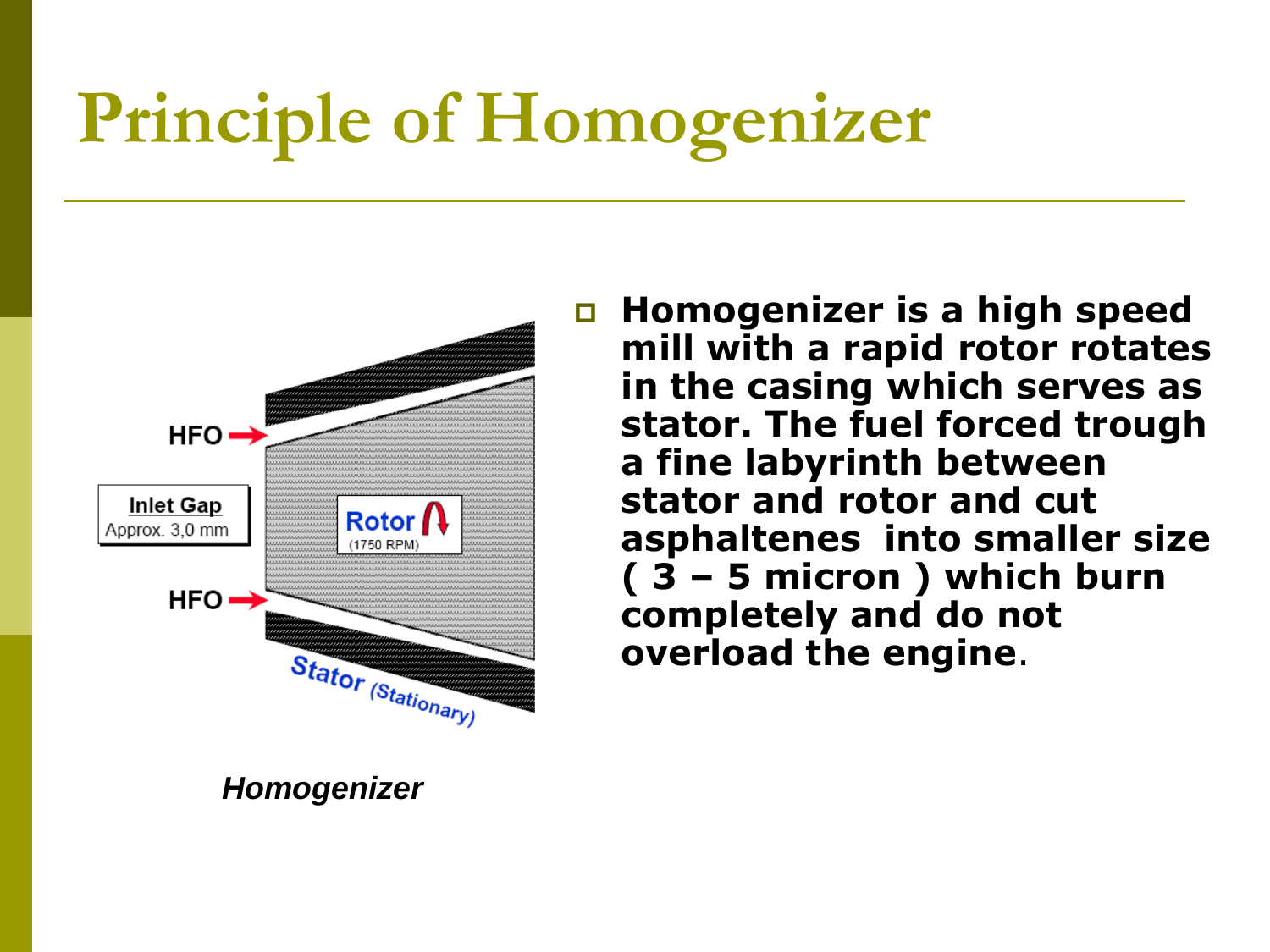# Principle of Homogenizer

HFO

Inlet Gap
Approx. 3,0 mm

Rotor
(1750 RPM)

HFO

Stator (Stationary)

*Homogenizer*

- **Homogenizer is a high speed mill with a rapid rotor rotates in the casing which serves as stator. The fuel forced trough a fine labyrinth between stator and rotor and cut asphaltenes into smaller size ( 3 – 5 micron ) which burn completely and do not overload the engine**.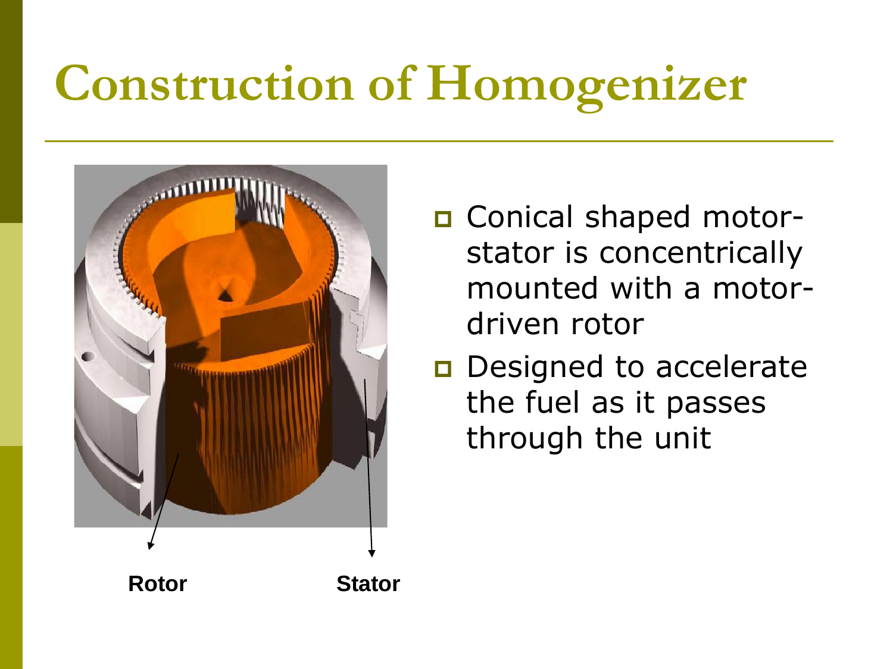# Construction of Homogenizer

Rotor

Stator

- Conical shaped motor-stator is concentrically mounted with a motor-driven rotor
- Designed to accelerate the fuel as it passes through the unit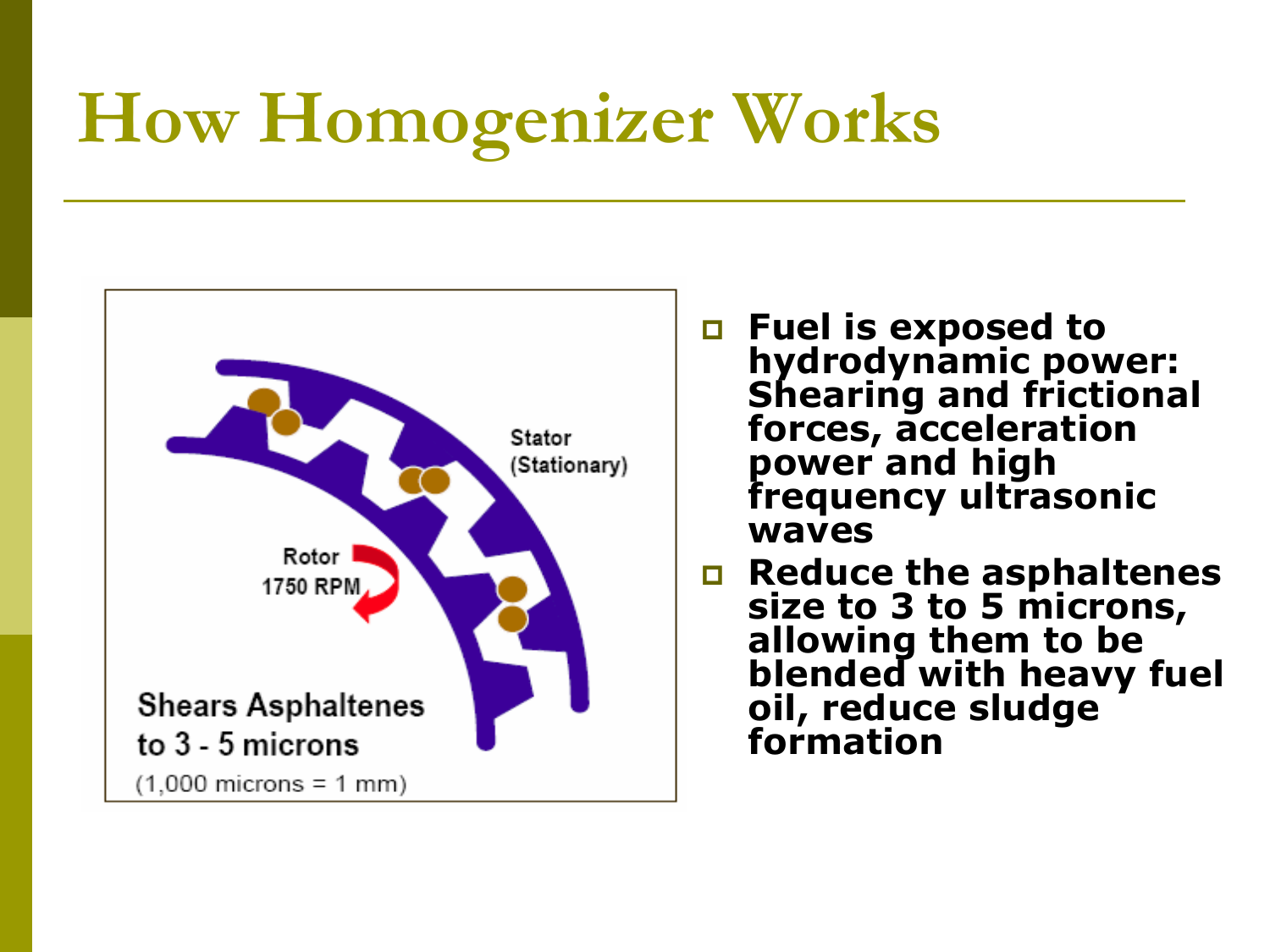# How Homogenizer Works

Stator (Stationary)

Rotor 1750 RPM

Shears Asphaltenes to 3 - 5 microns

(1,000 microns = 1 mm)

- **Fuel is exposed to hydrodynamic power: Shearing and frictional forces, acceleration power and high frequency ultrasonic waves**
- **Reduce the asphaltenes size to 3 to 5 microns, allowing them to be blended with heavy fuel oil, reduce sludge formation**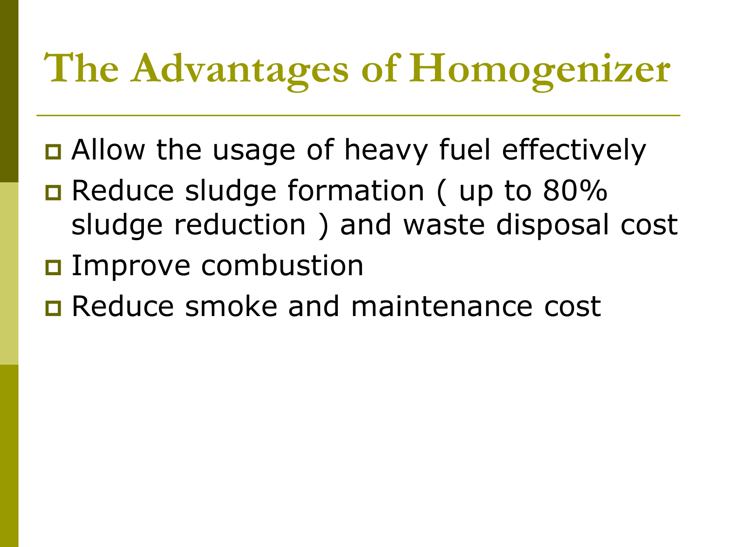# The Advantages of Homogenizer

- Allow the usage of heavy fuel effectively
- Reduce sludge formation ( up to 80% sludge reduction ) and waste disposal cost
- Improve combustion
- Reduce smoke and maintenance cost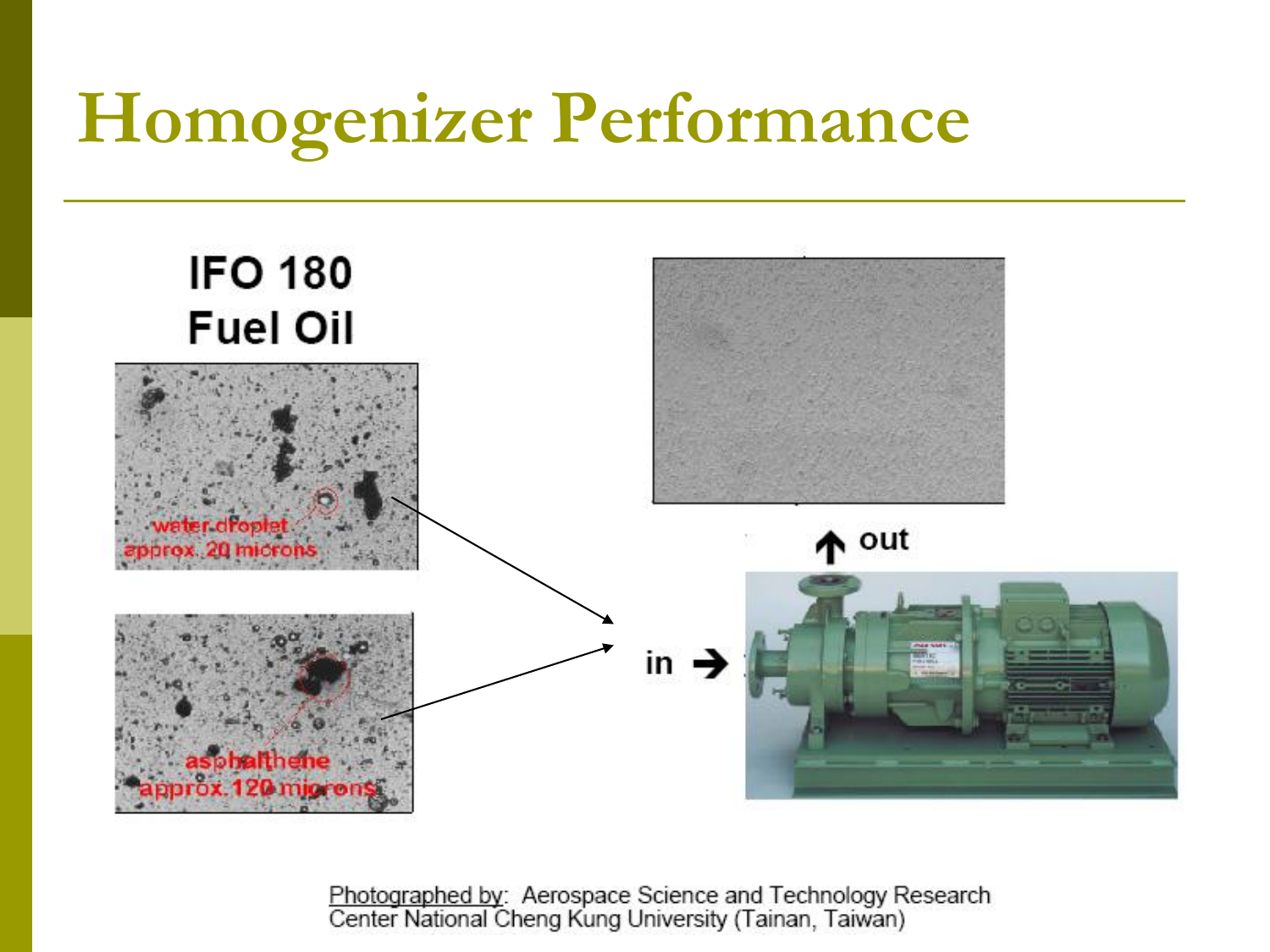# Homogenizer Performance

IFO 180
Fuel Oil

water droplet approx. 20 microns

asphalthene approx. 120 microns

in →

↑ out

Photographed by: Aerospace Science and Technology Research Center National Cheng Kung University (Tainan, Taiwan)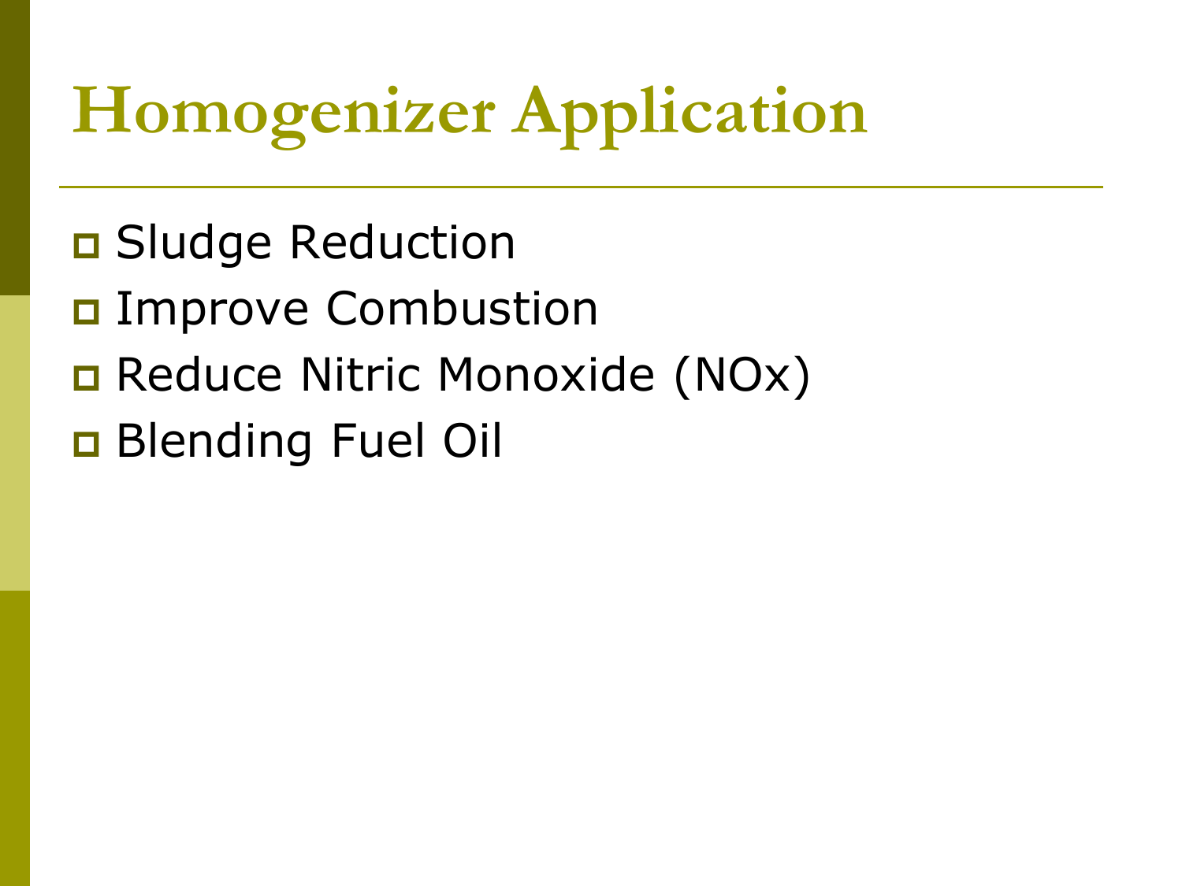# Homogenizer Application

- Sludge Reduction
- Improve Combustion
- Reduce Nitric Monoxide (NOx)
- Blending Fuel Oil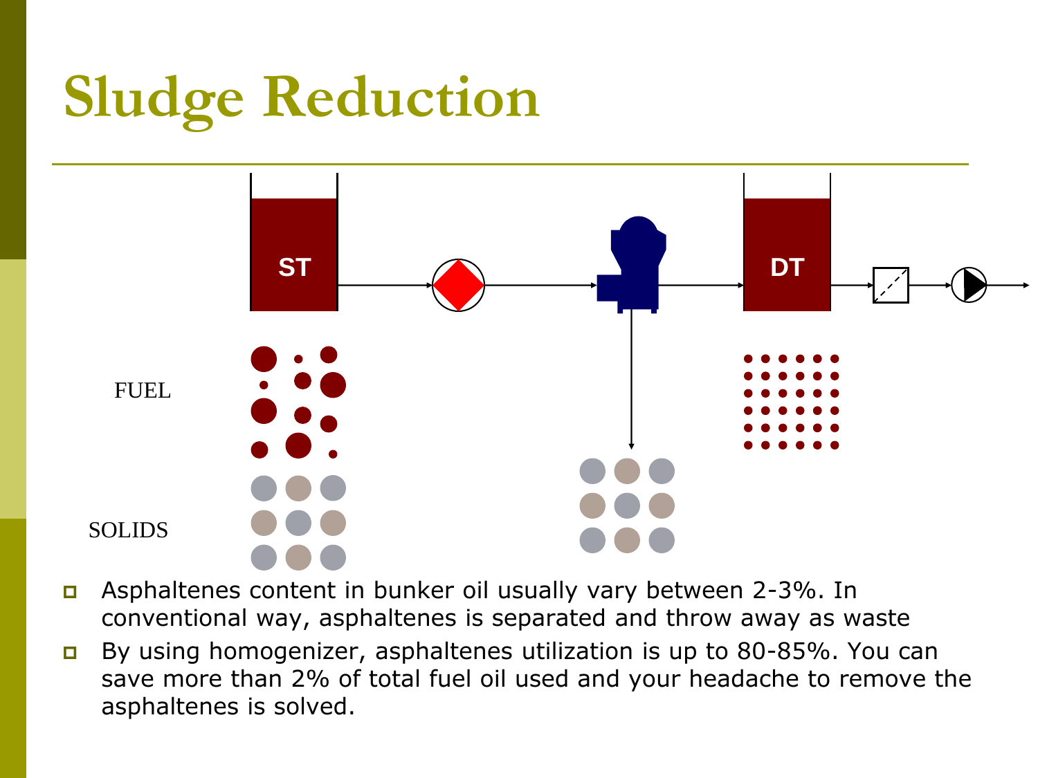# Sludge Reduction

ST

DT

FUEL

SOLIDS

- Asphaltenes content in bunker oil usually vary between 2-3%. In conventional way, asphaltenes is separated and throw away as waste
- By using homogenizer, asphaltenes utilization is up to 80-85%. You can save more than 2% of total fuel oil used and your headache to remove the asphaltenes is solved.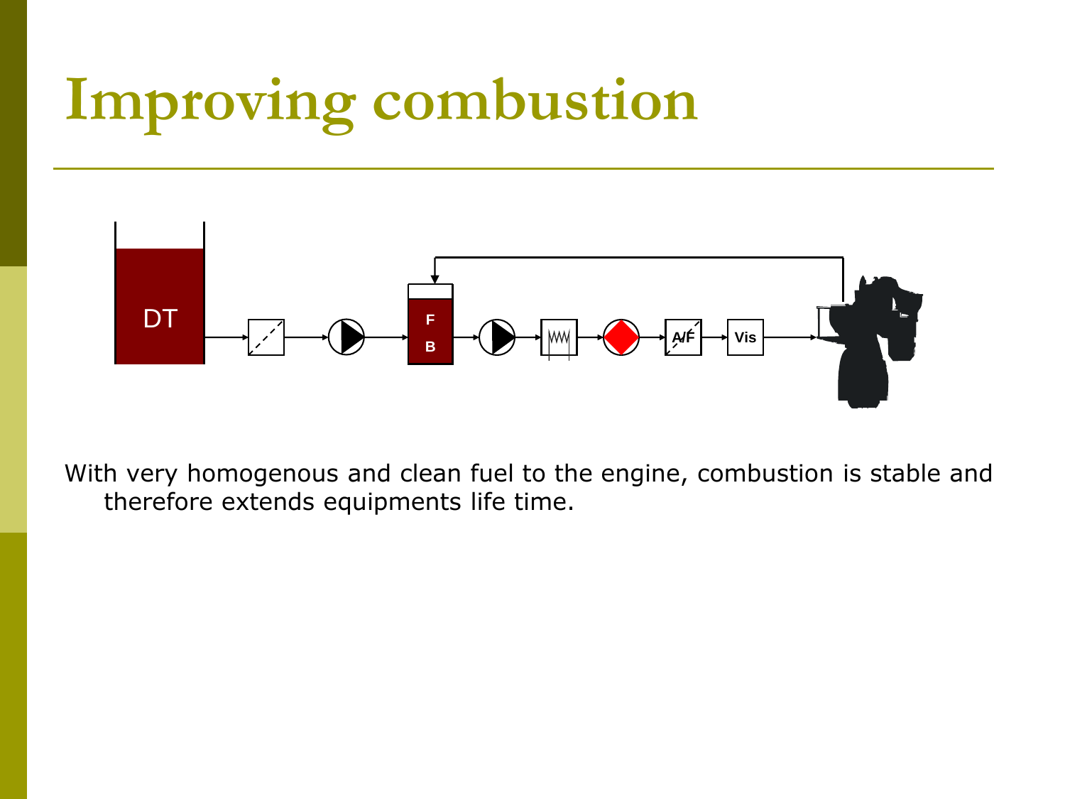# Improving combustion

With very homogenous and clean fuel to the engine, combustion is stable and therefore extends equipments life time.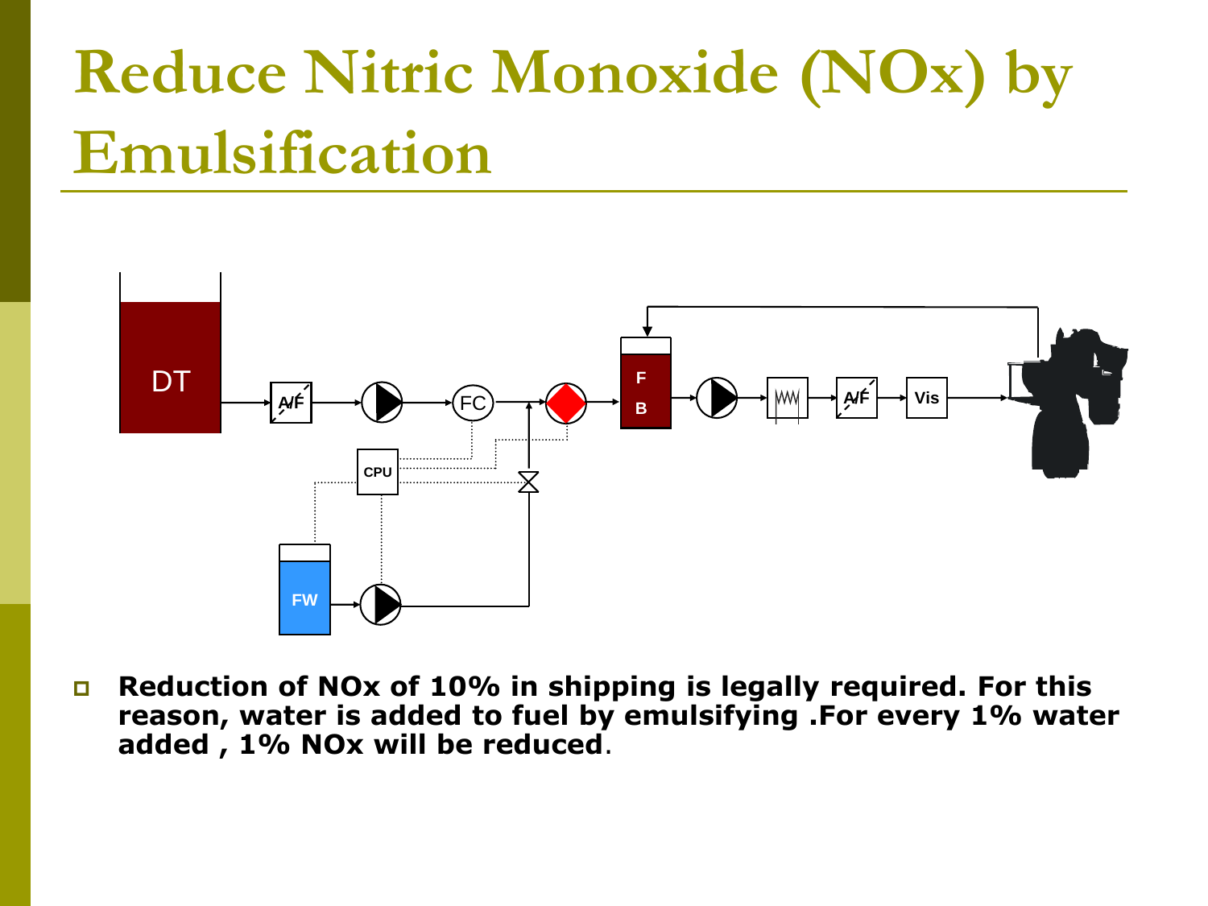# Reduce Nitric Monoxide (NOx) by Emulsification

DT → A/F → pump → FC → mixer → FB → pump → heater → A/F → Vis → engine

FW → pump → valve → mixer

CPU

- **Reduction of NOx of 10% in shipping is legally required. For this reason, water is added to fuel by emulsifying .For every 1% water added , 1% NOx will be reduced**.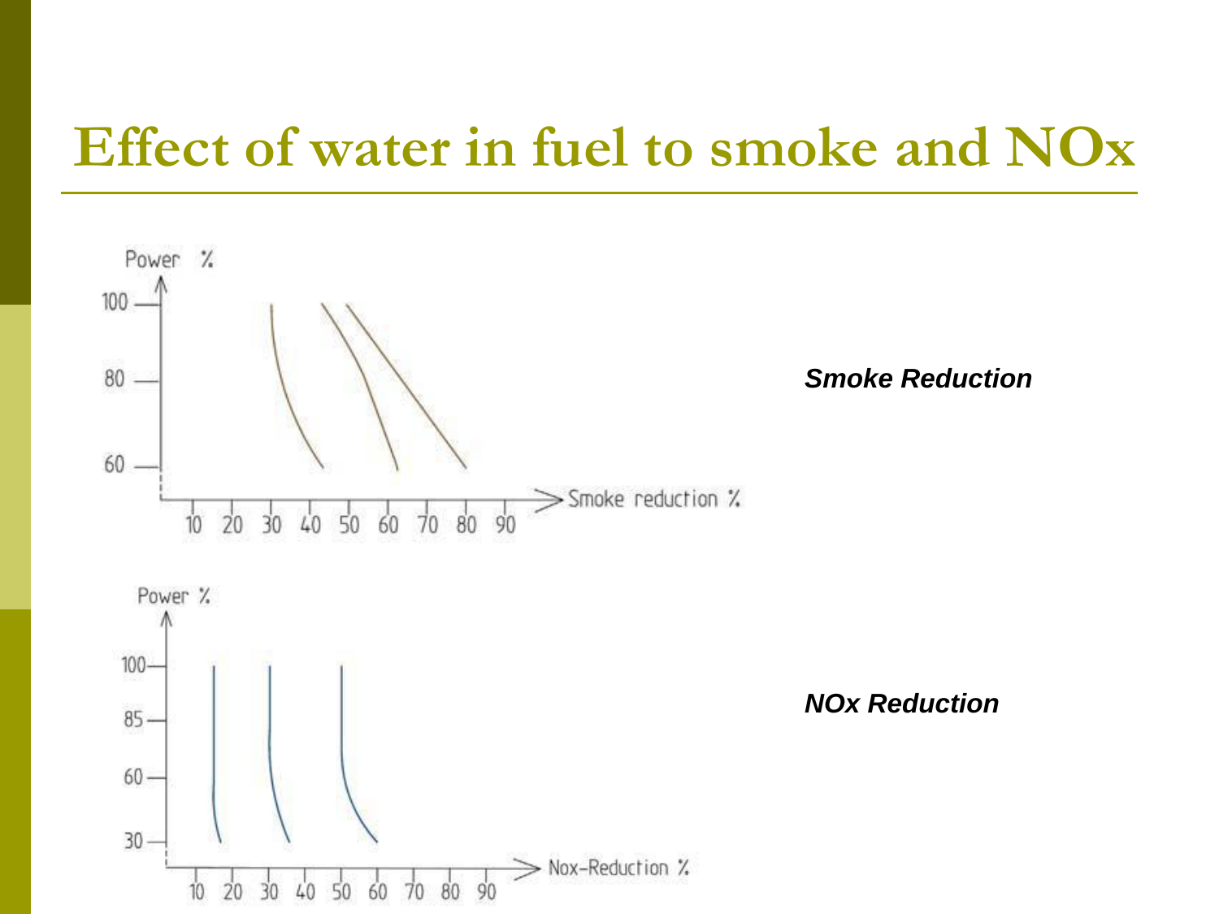# Effect of water in fuel to smoke and NOx

Power %

100

80

60

Smoke reduction %

10 20 30 40 50 60 70 80 90

***Smoke Reduction***

Power %

100

85

60

30

Nox-Reduction %

10 20 30 40 50 60 70 80 90

***NOx Reduction***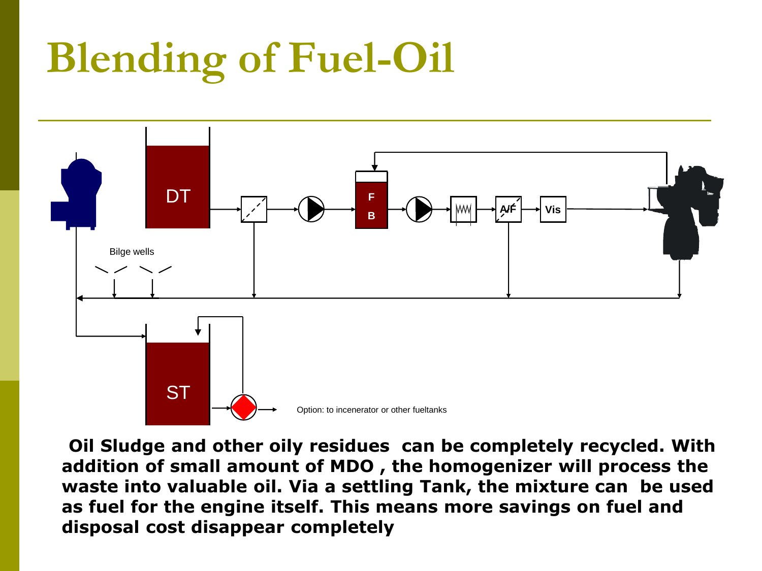# Blending of Fuel-Oil

DT

F

B

A/F

Vis

Bilge wells

ST

Option: to incenerator or other fueltanks

**Oil Sludge and other oily residues can be completely recycled. With addition of small amount of MDO , the homogenizer will process the waste into valuable oil. Via a settling Tank, the mixture can be used as fuel for the engine itself. This means more savings on fuel and disposal cost disappear completely**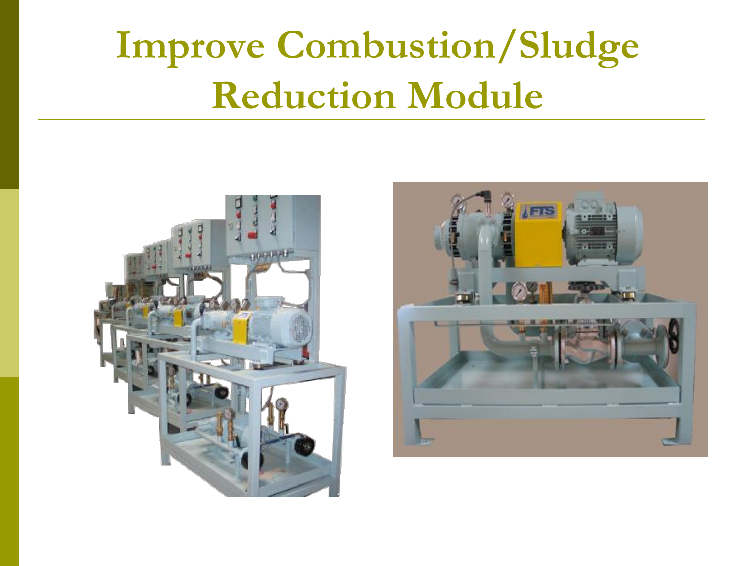# Improve Combustion/Sludge Reduction Module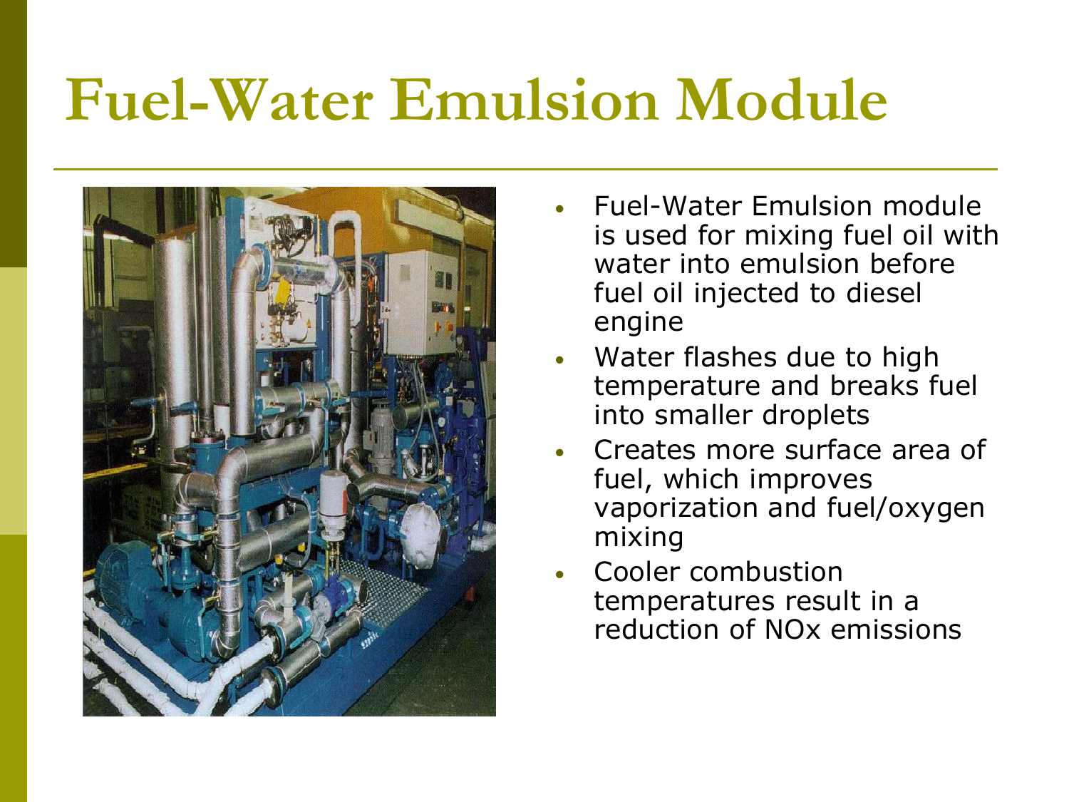# Fuel-Water Emulsion Module

- Fuel-Water Emulsion module is used for mixing fuel oil with water into emulsion before fuel oil injected to diesel engine
- Water flashes due to high temperature and breaks fuel into smaller droplets
- Creates more surface area of fuel, which improves vaporization and fuel/oxygen mixing
- Cooler combustion temperatures result in a reduction of NOx emissions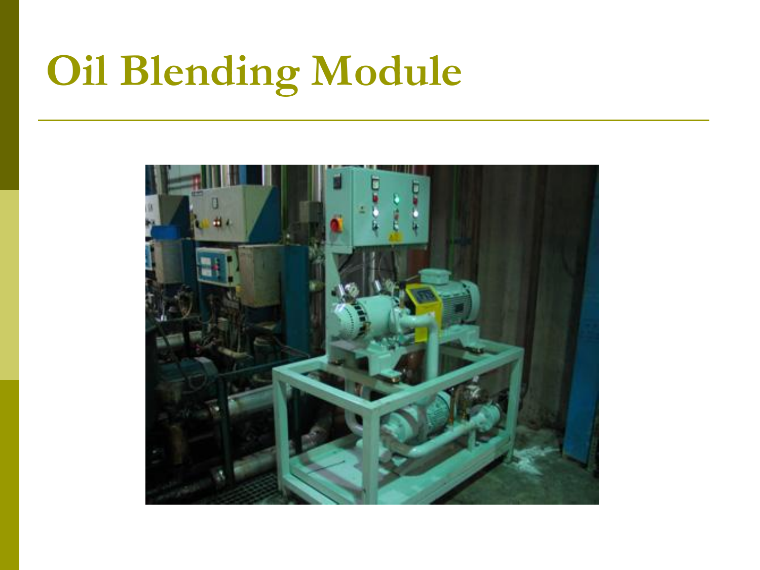# Oil Blending Module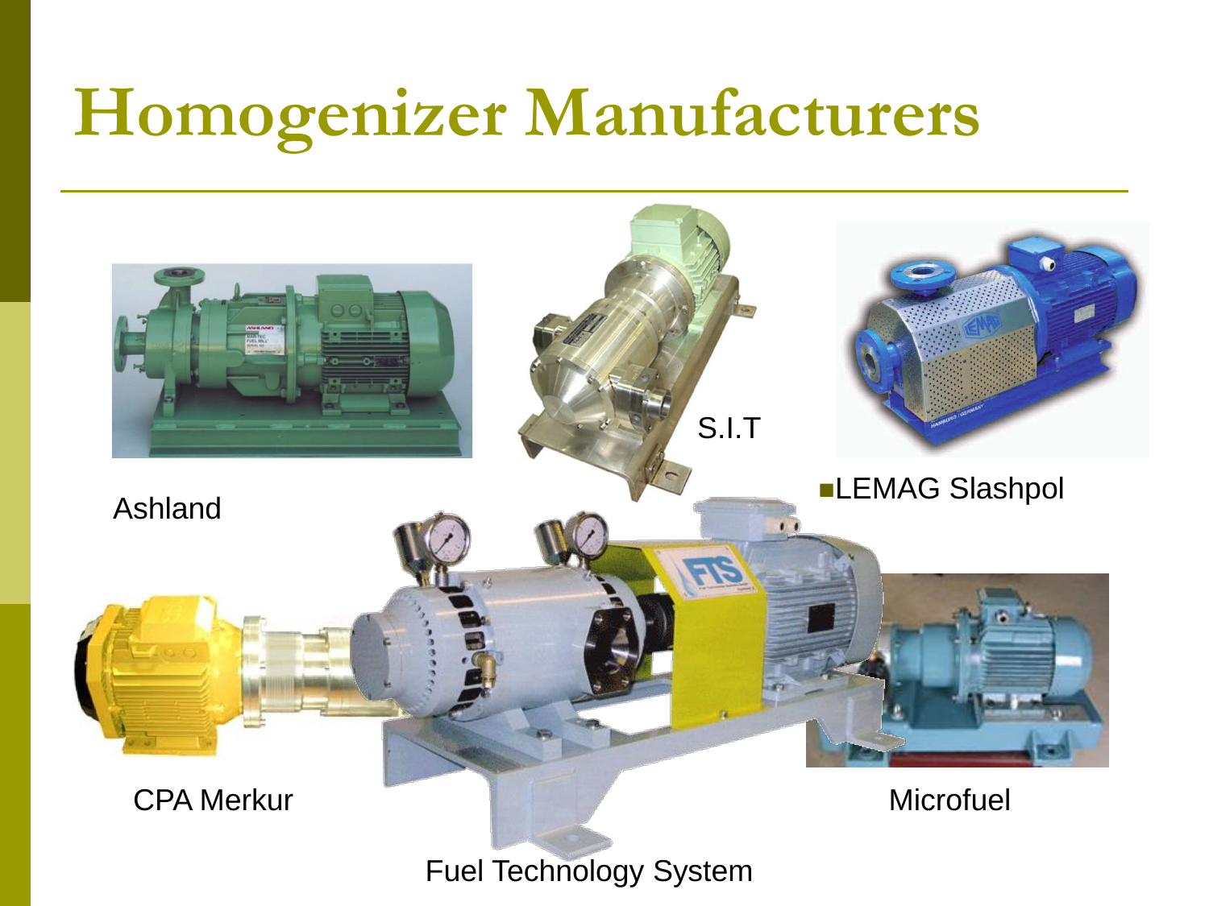# Homogenizer Manufacturers

Ashland

S.I.T

LEMAG Slashpol

CPA Merkur

Microfuel

Fuel Technology System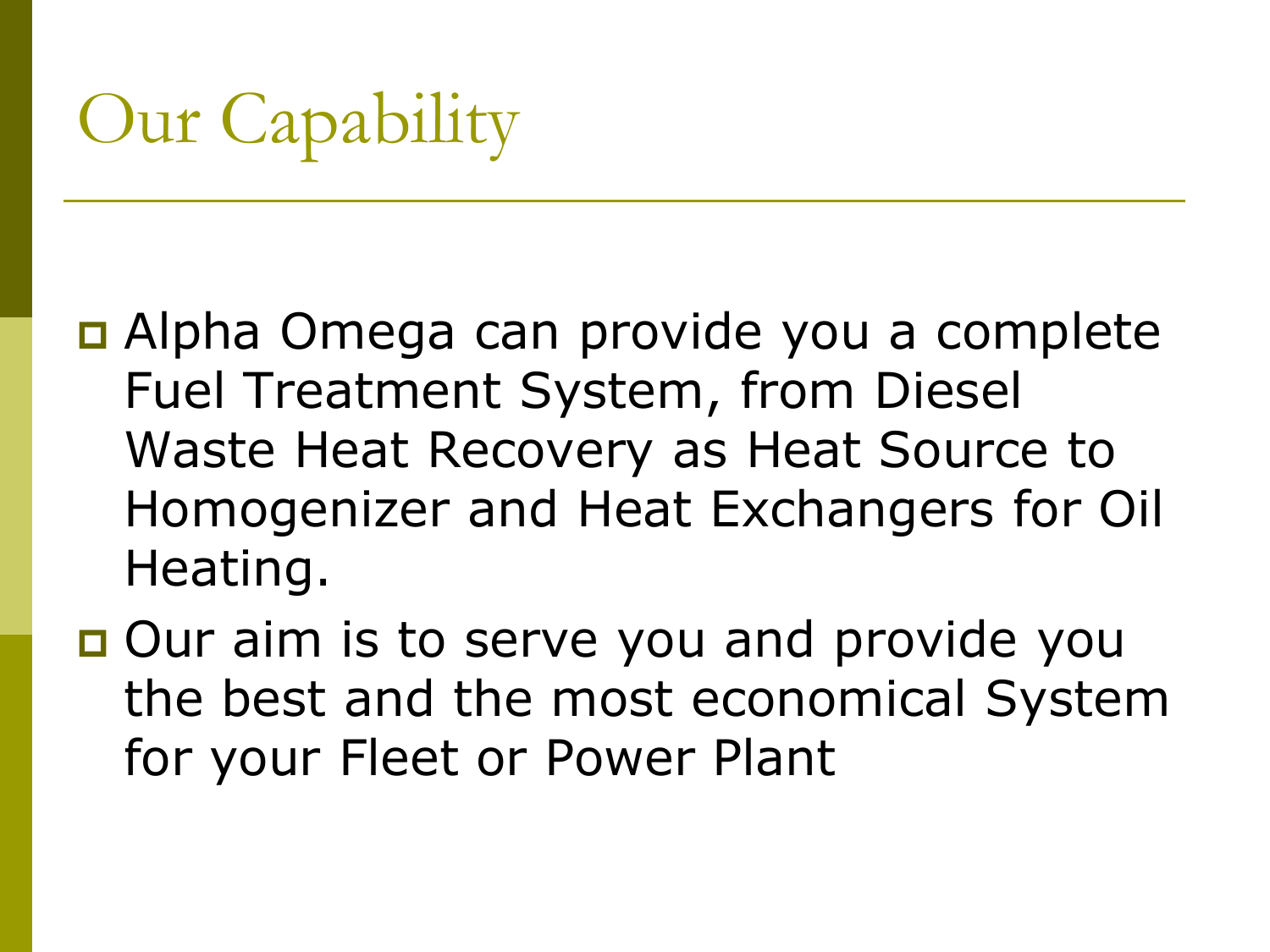# Our Capability

- Alpha Omega can provide you a complete Fuel Treatment System, from Diesel Waste Heat Recovery as Heat Source to Homogenizer and Heat Exchangers for Oil Heating.
- Our aim is to serve you and provide you the best and the most economical System for your Fleet or Power Plant